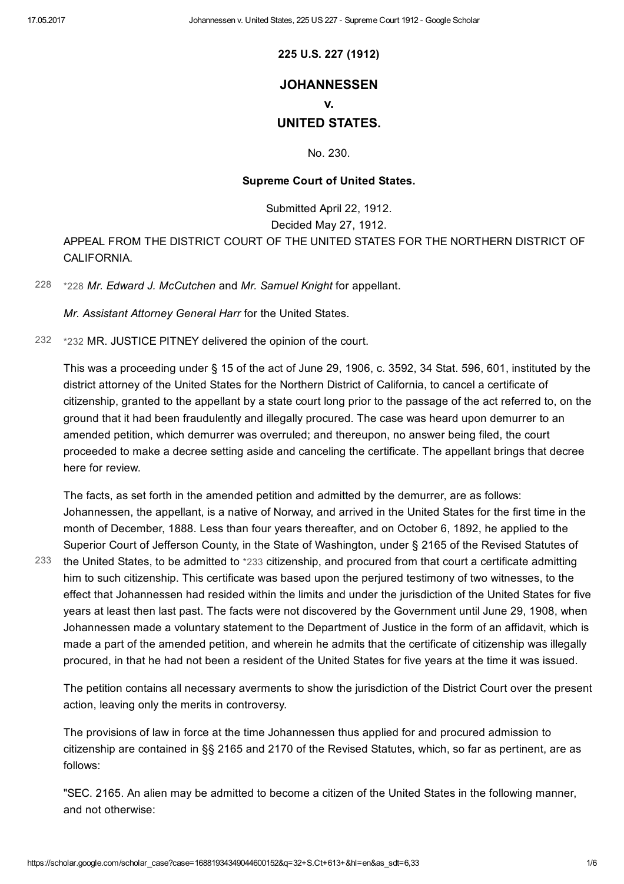**225 U.S. 227 (1912)**

# JOHANNESSEN

# v.

# UNITED STATES.

No. 230.

**Supreme Court of United States.**

Submitted April 22, 1912.
Decided May 27, 1912.

APPEAL FROM THE DISTRICT COURT OF THE UNITED STATES FOR THE NORTHERN DISTRICT OF CALIFORNIA.

228 *228 *Mr. Edward J. McCutchen* and *Mr. Samuel Knight* for appellant.

*Mr. Assistant Attorney General Harr* for the United States.

232 *232 MR. JUSTICE PITNEY delivered the opinion of the court.

This was a proceeding under § 15 of the act of June 29, 1906, c. 3592, 34 Stat. 596, 601, instituted by the district attorney of the United States for the Northern District of California, to cancel a certificate of citizenship, granted to the appellant by a state court long prior to the passage of the act referred to, on the ground that it had been fraudulently and illegally procured. The case was heard upon demurrer to an amended petition, which demurrer was overruled; and thereupon, no answer being filed, the court proceeded to make a decree setting aside and canceling the certificate. The appellant brings that decree here for review.

The facts, as set forth in the amended petition and admitted by the demurrer, are as follows: Johannessen, the appellant, is a native of Norway, and arrived in the United States for the first time in the month of December, 1888. Less than four years thereafter, and on October 6, 1892, he applied to the Superior Court of Jefferson County, in the State of Washington, under § 2165 of the Revised Statutes of the United States, to be admitted to 233 *233 citizenship, and procured from that court a certificate admitting him to such citizenship. This certificate was based upon the perjured testimony of two witnesses, to the effect that Johannessen had resided within the limits and under the jurisdiction of the United States for five years at least then last past. The facts were not discovered by the Government until June 29, 1908, when Johannessen made a voluntary statement to the Department of Justice in the form of an affidavit, which is made a part of the amended petition, and wherein he admits that the certificate of citizenship was illegally procured, in that he had not been a resident of the United States for five years at the time it was issued.

The petition contains all necessary averments to show the jurisdiction of the District Court over the present action, leaving only the merits in controversy.

The provisions of law in force at the time Johannessen thus applied for and procured admission to citizenship are contained in §§ 2165 and 2170 of the Revised Statutes, which, so far as pertinent, are as follows:

"SEC. 2165. An alien may be admitted to become a citizen of the United States in the following manner, and not otherwise: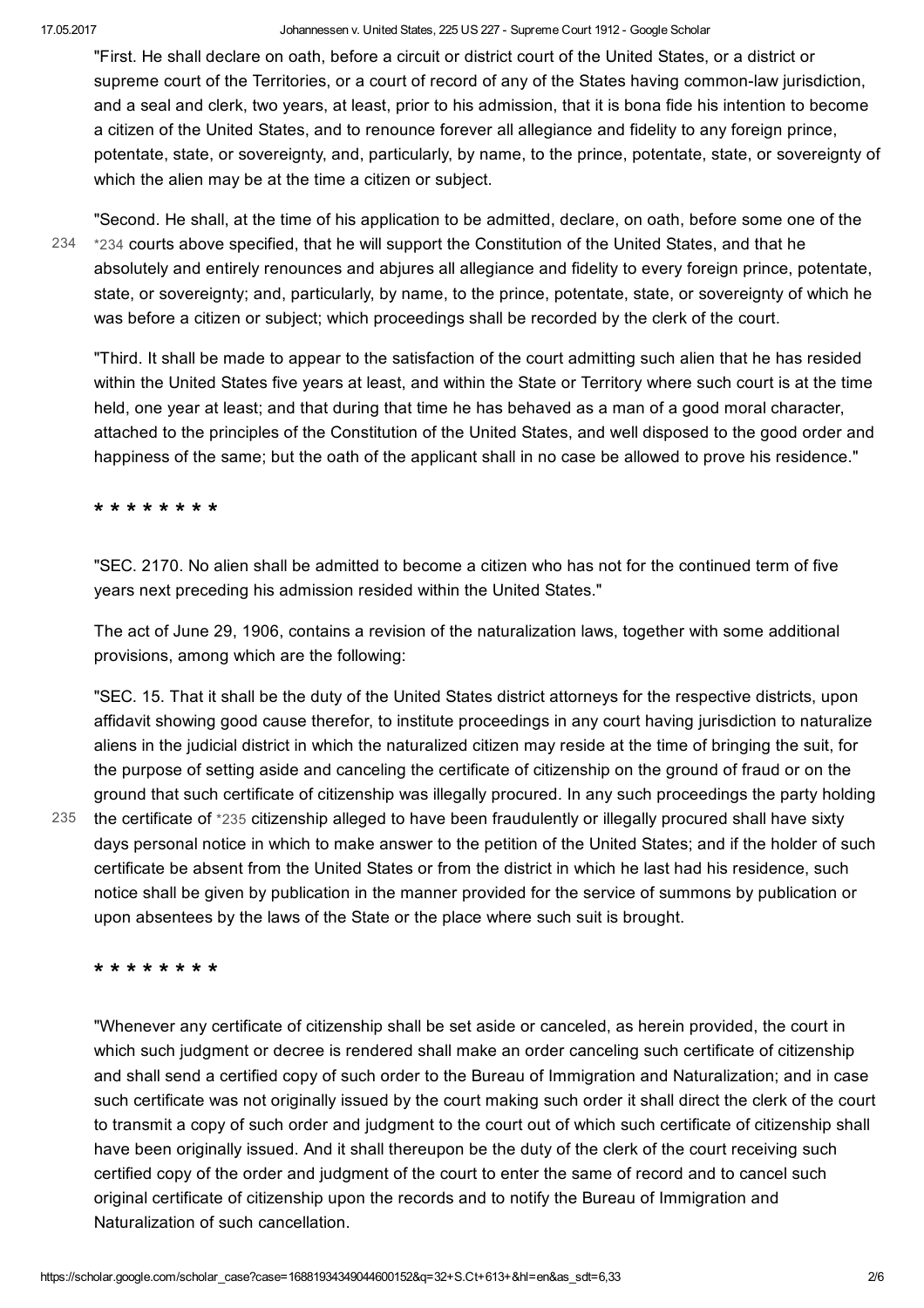"First. He shall declare on oath, before a circuit or district court of the United States, or a district or supreme court of the Territories, or a court of record of any of the States having common-law jurisdiction, and a seal and clerk, two years, at least, prior to his admission, that it is bona fide his intention to become a citizen of the United States, and to renounce forever all allegiance and fidelity to any foreign prince, potentate, state, or sovereignty, and, particularly, by name, to the prince, potentate, state, or sovereignty of which the alien may be at the time a citizen or subject.

"Second. He shall, at the time of his application to be admitted, declare, on oath, before some one of the *234 courts above specified, that he will support the Constitution of the United States, and that he absolutely and entirely renounces and abjures all allegiance and fidelity to every foreign prince, potentate, state, or sovereignty; and, particularly, by name, to the prince, potentate, state, or sovereignty of which he was before a citizen or subject; which proceedings shall be recorded by the clerk of the court.

"Third. It shall be made to appear to the satisfaction of the court admitting such alien that he has resided within the United States five years at least, and within the State or Territory where such court is at the time held, one year at least; and that during that time he has behaved as a man of a good moral character, attached to the principles of the Constitution of the United States, and well disposed to the good order and happiness of the same; but the oath of the applicant shall in no case be allowed to prove his residence."

**\* \* \* \* \* \* \* \***

"SEC. 2170. No alien shall be admitted to become a citizen who has not for the continued term of five years next preceding his admission resided within the United States."

The act of June 29, 1906, contains a revision of the naturalization laws, together with some additional provisions, among which are the following:

"SEC. 15. That it shall be the duty of the United States district attorneys for the respective districts, upon affidavit showing good cause therefor, to institute proceedings in any court having jurisdiction to naturalize aliens in the judicial district in which the naturalized citizen may reside at the time of bringing the suit, for the purpose of setting aside and canceling the certificate of citizenship on the ground of fraud or on the ground that such certificate of citizenship was illegally procured. In any such proceedings the party holding the certificate of *235 citizenship alleged to have been fraudulently or illegally procured shall have sixty days personal notice in which to make answer to the petition of the United States; and if the holder of such certificate be absent from the United States or from the district in which he last had his residence, such notice shall be given by publication in the manner provided for the service of summons by publication or upon absentees by the laws of the State or the place where such suit is brought.

**\* \* \* \* \* \* \* \***

"Whenever any certificate of citizenship shall be set aside or canceled, as herein provided, the court in which such judgment or decree is rendered shall make an order canceling such certificate of citizenship and shall send a certified copy of such order to the Bureau of Immigration and Naturalization; and in case such certificate was not originally issued by the court making such order it shall direct the clerk of the court to transmit a copy of such order and judgment to the court out of which such certificate of citizenship shall have been originally issued. And it shall thereupon be the duty of the clerk of the court receiving such certified copy of the order and judgment of the court to enter the same of record and to cancel such original certificate of citizenship upon the records and to notify the Bureau of Immigration and Naturalization of such cancellation.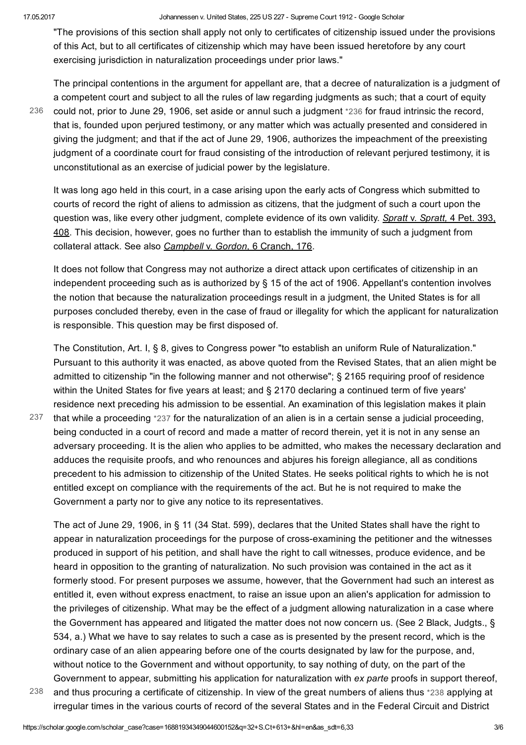"The provisions of this section shall apply not only to certificates of citizenship issued under the provisions of this Act, but to all certificates of citizenship which may have been issued heretofore by any court exercising jurisdiction in naturalization proceedings under prior laws."

The principal contentions in the argument for appellant are, that a decree of naturalization is a judgment of a competent court and subject to all the rules of law regarding judgments as such; that a court of equity could not, prior to June 29, 1906, set aside or annul such a judgment *236 for fraud intrinsic the record, that is, founded upon perjured testimony, or any matter which was actually presented and considered in giving the judgment; and that if the act of June 29, 1906, authorizes the impeachment of the preexisting judgment of a coordinate court for fraud consisting of the introduction of relevant perjured testimony, it is unconstitutional as an exercise of judicial power by the legislature.

It was long ago held in this court, in a case arising upon the early acts of Congress which submitted to courts of record the right of aliens to admission as citizens, that the judgment of such a court upon the question was, like every other judgment, complete evidence of its own validity. *Spratt* v. *Spratt,* 4 Pet. 393, 408. This decision, however, goes no further than to establish the immunity of such a judgment from collateral attack. See also *Campbell* v. *Gordon,* 6 Cranch, 176.

It does not follow that Congress may not authorize a direct attack upon certificates of citizenship in an independent proceeding such as is authorized by § 15 of the act of 1906. Appellant's contention involves the notion that because the naturalization proceedings result in a judgment, the United States is for all purposes concluded thereby, even in the case of fraud or illegality for which the applicant for naturalization is responsible. This question may be first disposed of.

The Constitution, Art. I, § 8, gives to Congress power "to establish an uniform Rule of Naturalization." Pursuant to this authority it was enacted, as above quoted from the Revised States, that an alien might be admitted to citizenship "in the following manner and not otherwise"; § 2165 requiring proof of residence within the United States for five years at least; and § 2170 declaring a continued term of five years' residence next preceding his admission to be essential. An examination of this legislation makes it plain that while a proceeding *237 for the naturalization of an alien is in a certain sense a judicial proceeding, being conducted in a court of record and made a matter of record therein, yet it is not in any sense an adversary proceeding. It is the alien who applies to be admitted, who makes the necessary declaration and adduces the requisite proofs, and who renounces and abjures his foreign allegiance, all as conditions precedent to his admission to citizenship of the United States. He seeks political rights to which he is not entitled except on compliance with the requirements of the act. But he is not required to make the Government a party nor to give any notice to its representatives.

The act of June 29, 1906, in § 11 (34 Stat. 599), declares that the United States shall have the right to appear in naturalization proceedings for the purpose of cross-examining the petitioner and the witnesses produced in support of his petition, and shall have the right to call witnesses, produce evidence, and be heard in opposition to the granting of naturalization. No such provision was contained in the act as it formerly stood. For present purposes we assume, however, that the Government had such an interest as entitled it, even without express enactment, to raise an issue upon an alien's application for admission to the privileges of citizenship. What may be the effect of a judgment allowing naturalization in a case where the Government has appeared and litigated the matter does not now concern us. (See 2 Black, Judgts., § 534, a.) What we have to say relates to such a case as is presented by the present record, which is the ordinary case of an alien appearing before one of the courts designated by law for the purpose, and, without notice to the Government and without opportunity, to say nothing of duty, on the part of the Government to appear, submitting his application for naturalization with *ex parte* proofs in support thereof, and thus procuring a certificate of citizenship. In view of the great numbers of aliens thus *238 applying at irregular times in the various courts of record of the several States and in the Federal Circuit and District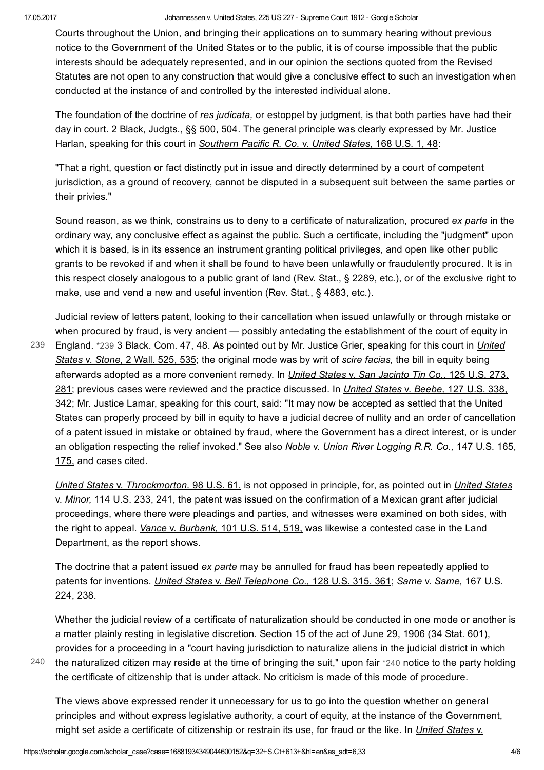Courts throughout the Union, and bringing their applications on to summary hearing without previous notice to the Government of the United States or to the public, it is of course impossible that the public interests should be adequately represented, and in our opinion the sections quoted from the Revised Statutes are not open to any construction that would give a conclusive effect to such an investigation when conducted at the instance of and controlled by the interested individual alone.

The foundation of the doctrine of *res judicata,* or estoppel by judgment, is that both parties have had their day in court. 2 Black, Judgts., §§ 500, 504. The general principle was clearly expressed by Mr. Justice Harlan, speaking for this court in *Southern Pacific R. Co.* v. *United States,* 168 U.S. 1, 48:

"That a right, question or fact distinctly put in issue and directly determined by a court of competent jurisdiction, as a ground of recovery, cannot be disputed in a subsequent suit between the same parties or their privies."

Sound reason, as we think, constrains us to deny to a certificate of naturalization, procured *ex parte* in the ordinary way, any conclusive effect as against the public. Such a certificate, including the "judgment" upon which it is based, is in its essence an instrument granting political privileges, and open like other public grants to be revoked if and when it shall be found to have been unlawfully or fraudulently procured. It is in this respect closely analogous to a public grant of land (Rev. Stat., § 2289, etc.), or of the exclusive right to make, use and vend a new and useful invention (Rev. Stat., § 4883, etc.).

Judicial review of letters patent, looking to their cancellation when issued unlawfully or through mistake or when procured by fraud, is very ancient — possibly antedating the establishment of the court of equity in England. *239 3 Black. Com. 47, 48. As pointed out by Mr. Justice Grier, speaking for this court in *United States* v. *Stone,* 2 Wall. 525, 535; the original mode was by writ of *scire facias,* the bill in equity being afterwards adopted as a more convenient remedy. In *United States* v. *San Jacinto Tin Co.*, 125 U.S. 273, 281; previous cases were reviewed and the practice discussed. In *United States* v. *Beebe,* 127 U.S. 338, 342; Mr. Justice Lamar, speaking for this court, said: "It may now be accepted as settled that the United States can properly proceed by bill in equity to have a judicial decree of nullity and an order of cancellation of a patent issued in mistake or obtained by fraud, where the Government has a direct interest, or is under an obligation respecting the relief invoked." See also *Noble* v. *Union River Logging R.R. Co.,* 147 U.S. 165, 175, and cases cited.

*United States* v. *Throckmorton,* 98 U.S. 61, is not opposed in principle, for, as pointed out in *United States* v. *Minor,* 114 U.S. 233, 241, the patent was issued on the confirmation of a Mexican grant after judicial proceedings, where there were pleadings and parties, and witnesses were examined on both sides, with the right to appeal. *Vance* v. *Burbank,* 101 U.S. 514, 519, was likewise a contested case in the Land Department, as the report shows.

The doctrine that a patent issued *ex parte* may be annulled for fraud has been repeatedly applied to patents for inventions. *United States* v. *Bell Telephone Co.,* 128 U.S. 315, 361; *Same* v. *Same,* 167 U.S. 224, 238.

Whether the judicial review of a certificate of naturalization should be conducted in one mode or another is a matter plainly resting in legislative discretion. Section 15 of the act of June 29, 1906 (34 Stat. 601), provides for a proceeding in a "court having jurisdiction to naturalize aliens in the judicial district in which the naturalized citizen may reside at the time of bringing the suit," upon fair *240 notice to the party holding the certificate of citizenship that is under attack. No criticism is made of this mode of procedure.

The views above expressed render it unnecessary for us to go into the question whether on general principles and without express legislative authority, a court of equity, at the instance of the Government, might set aside a certificate of citizenship or restrain its use, for fraud or the like. In *United States* v.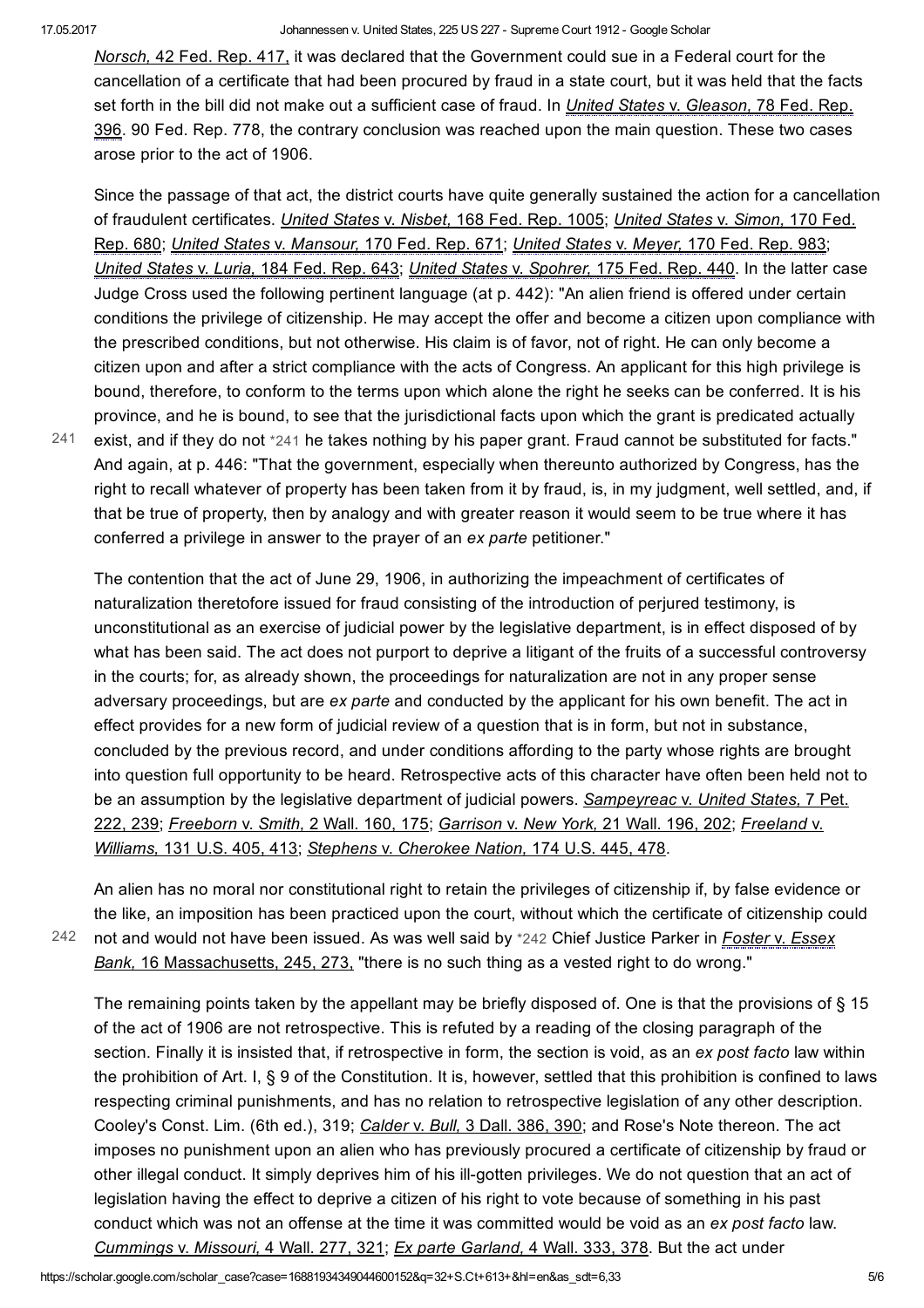*Norsch,* 42 Fed. Rep. 417, it was declared that the Government could sue in a Federal court for the cancellation of a certificate that had been procured by fraud in a state court, but it was held that the facts set forth in the bill did not make out a sufficient case of fraud. In *United States* v. *Gleason,* 78 Fed. Rep. 396. 90 Fed. Rep. 778, the contrary conclusion was reached upon the main question. These two cases arose prior to the act of 1906.

Since the passage of that act, the district courts have quite generally sustained the action for a cancellation of fraudulent certificates. *United States* v. *Nisbet,* 168 Fed. Rep. 1005; *United States* v. *Simon,* 170 Fed. Rep. 680; *United States* v. *Mansour,* 170 Fed. Rep. 671; *United States* v. *Meyer,* 170 Fed. Rep. 983; *United States* v. *Luria,* 184 Fed. Rep. 643; *United States* v. *Spohrer,* 175 Fed. Rep. 440. In the latter case Judge Cross used the following pertinent language (at p. 442): "An alien friend is offered under certain conditions the privilege of citizenship. He may accept the offer and become a citizen upon compliance with the prescribed conditions, but not otherwise. His claim is of favor, not of right. He can only become a citizen upon and after a strict compliance with the acts of Congress. An applicant for this high privilege is bound, therefore, to conform to the terms upon which alone the right he seeks can be conferred. It is his province, and he is bound, to see that the jurisdictional facts upon which the grant is predicated actually exist, and if they do not *241 he takes nothing by his paper grant. Fraud cannot be substituted for facts." And again, at p. 446: "That the government, especially when thereunto authorized by Congress, has the right to recall whatever of property has been taken from it by fraud, is, in my judgment, well settled, and, if that be true of property, then by analogy and with greater reason it would seem to be true where it has conferred a privilege in answer to the prayer of an *ex parte* petitioner."

The contention that the act of June 29, 1906, in authorizing the impeachment of certificates of naturalization theretofore issued for fraud consisting of the introduction of perjured testimony, is unconstitutional as an exercise of judicial power by the legislative department, is in effect disposed of by what has been said. The act does not purport to deprive a litigant of the fruits of a successful controversy in the courts; for, as already shown, the proceedings for naturalization are not in any proper sense adversary proceedings, but are *ex parte* and conducted by the applicant for his own benefit. The act in effect provides for a new form of judicial review of a question that is in form, but not in substance, concluded by the previous record, and under conditions affording to the party whose rights are brought into question full opportunity to be heard. Retrospective acts of this character have often been held not to be an assumption by the legislative department of judicial powers. *Sampeyreac* v. *United States,* 7 Pet. 222, 239; *Freeborn* v. *Smith,* 2 Wall. 160, 175; *Garrison* v. *New York,* 21 Wall. 196, 202; *Freeland* v. *Williams,* 131 U.S. 405, 413; *Stephens* v. *Cherokee Nation,* 174 U.S. 445, 478.

An alien has no moral nor constitutional right to retain the privileges of citizenship if, by false evidence or the like, an imposition has been practiced upon the court, without which the certificate of citizenship could not and would not have been issued. As was well said by *242 Chief Justice Parker in *Foster* v. *Essex Bank,* 16 Massachusetts, 245, 273, "there is no such thing as a vested right to do wrong."

The remaining points taken by the appellant may be briefly disposed of. One is that the provisions of § 15 of the act of 1906 are not retrospective. This is refuted by a reading of the closing paragraph of the section. Finally it is insisted that, if retrospective in form, the section is void, as an *ex post facto* law within the prohibition of Art. I, § 9 of the Constitution. It is, however, settled that this prohibition is confined to laws respecting criminal punishments, and has no relation to retrospective legislation of any other description. Cooley's Const. Lim. (6th ed.), 319; *Calder* v. *Bull,* 3 Dall. 386, 390; and Rose's Note thereon. The act imposes no punishment upon an alien who has previously procured a certificate of citizenship by fraud or other illegal conduct. It simply deprives him of his ill-gotten privileges. We do not question that an act of legislation having the effect to deprive a citizen of his right to vote because of something in his past conduct which was not an offense at the time it was committed would be void as an *ex post facto* law. *Cummings* v. *Missouri,* 4 Wall. 277, 321; *Ex parte Garland,* 4 Wall. 333, 378. But the act under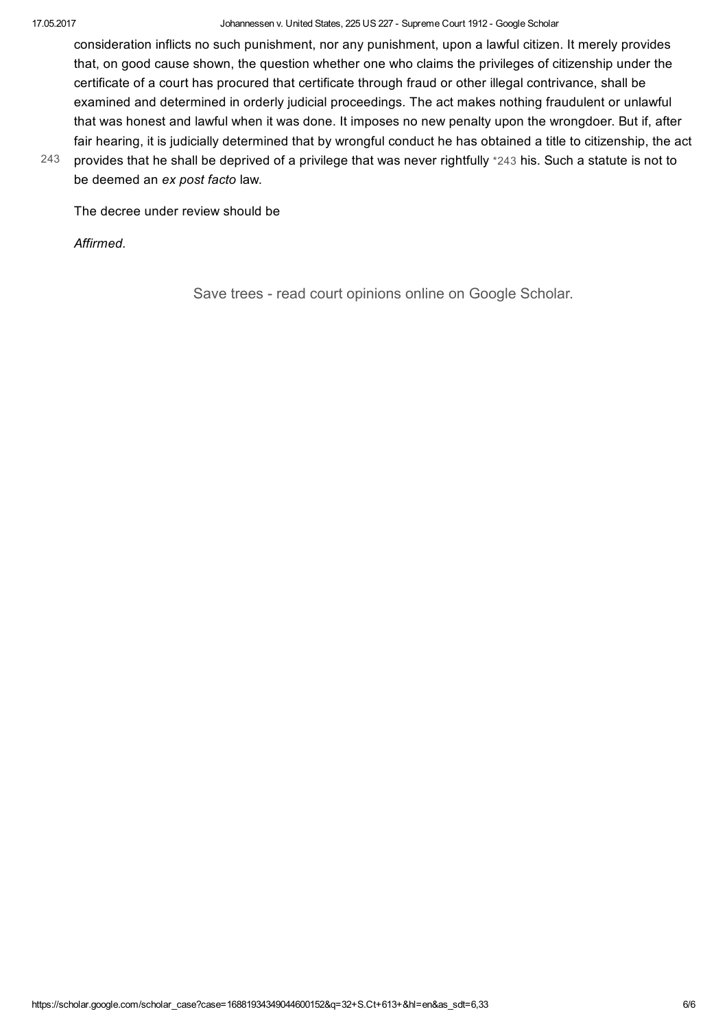consideration inflicts no such punishment, nor any punishment, upon a lawful citizen. It merely provides that, on good cause shown, the question whether one who claims the privileges of citizenship under the certificate of a court has procured that certificate through fraud or other illegal contrivance, shall be examined and determined in orderly judicial proceedings. The act makes nothing fraudulent or unlawful that was honest and lawful when it was done. It imposes no new penalty upon the wrongdoer. But if, after fair hearing, it is judicially determined that by wrongful conduct he has obtained a title to citizenship, the act provides that he shall be deprived of a privilege that was never rightfully *243 his. Such a statute is not to be deemed an *ex post facto* law.

The decree under review should be

*Affirmed.*

Save trees - read court opinions online on Google Scholar.